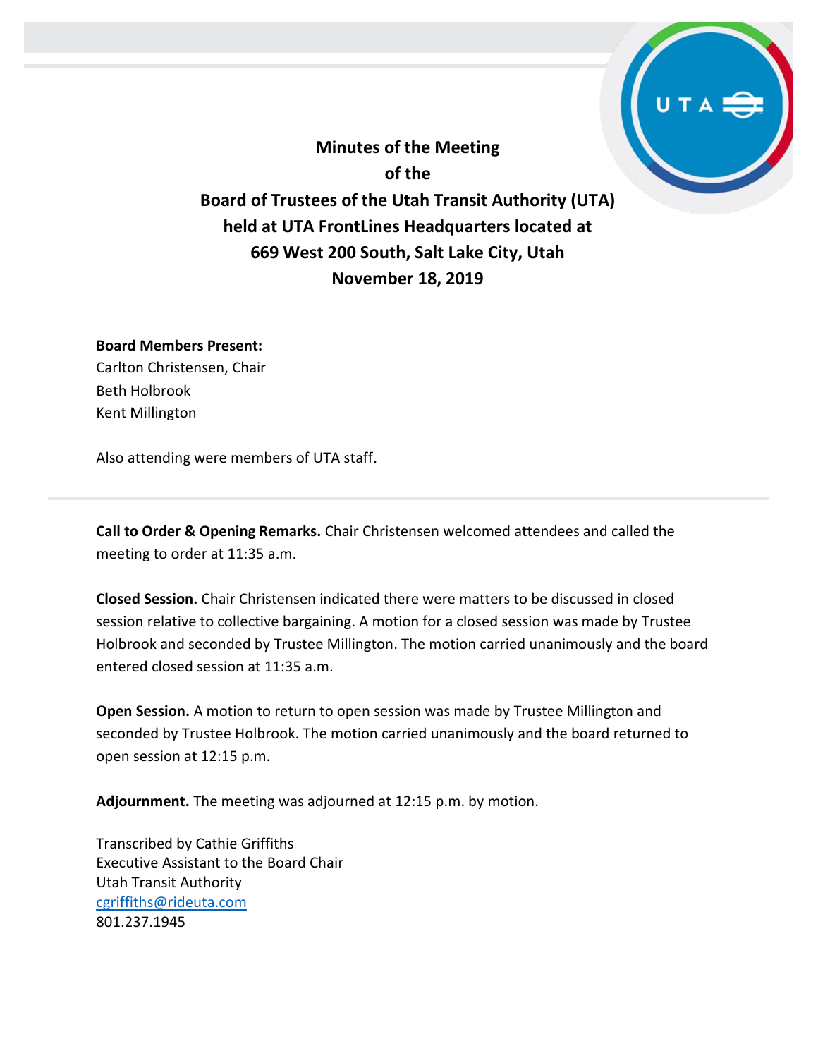**Minutes of the Meeting**
**of the**
**Board of Trustees of the Utah Transit Authority (UTA)**
**held at UTA FrontLines Headquarters located at**
**669 West 200 South, Salt Lake City, Utah**
**November 18, 2019**

**Board Members Present:**
Carlton Christensen, Chair
Beth Holbrook
Kent Millington

Also attending were members of UTA staff.

---

**Call to Order & Opening Remarks.** Chair Christensen welcomed attendees and called the meeting to order at 11:35 a.m.

**Closed Session.** Chair Christensen indicated there were matters to be discussed in closed session relative to collective bargaining. A motion for a closed session was made by Trustee Holbrook and seconded by Trustee Millington. The motion carried unanimously and the board entered closed session at 11:35 a.m.

**Open Session.** A motion to return to open session was made by Trustee Millington and seconded by Trustee Holbrook. The motion carried unanimously and the board returned to open session at 12:15 p.m.

**Adjournment.** The meeting was adjourned at 12:15 p.m. by motion.

Transcribed by Cathie Griffiths
Executive Assistant to the Board Chair
Utah Transit Authority
cgriffiths@rideuta.com
801.237.1945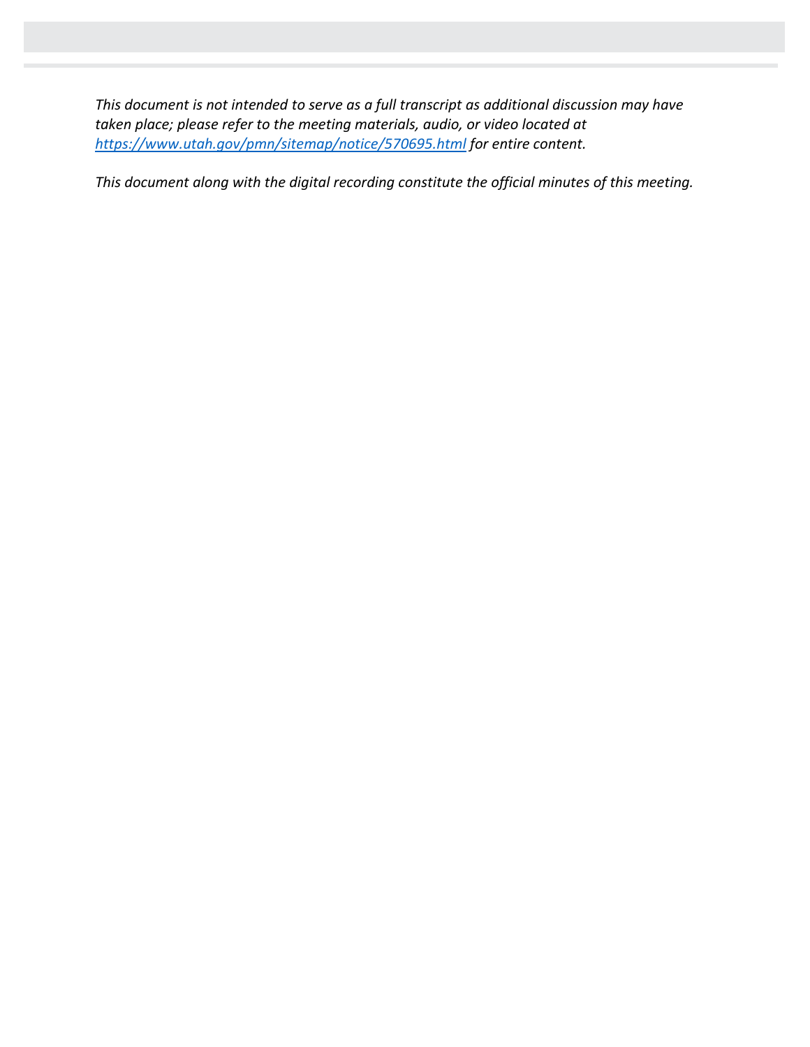*This document is not intended to serve as a full transcript as additional discussion may have taken place; please refer to the meeting materials, audio, or video located at [https://www.utah.gov/pmn/sitemap/notice/570695.html](https://www.utah.gov/pmn/sitemap/notice/570695.html) for entire content.*

*This document along with the digital recording constitute the official minutes of this meeting.*